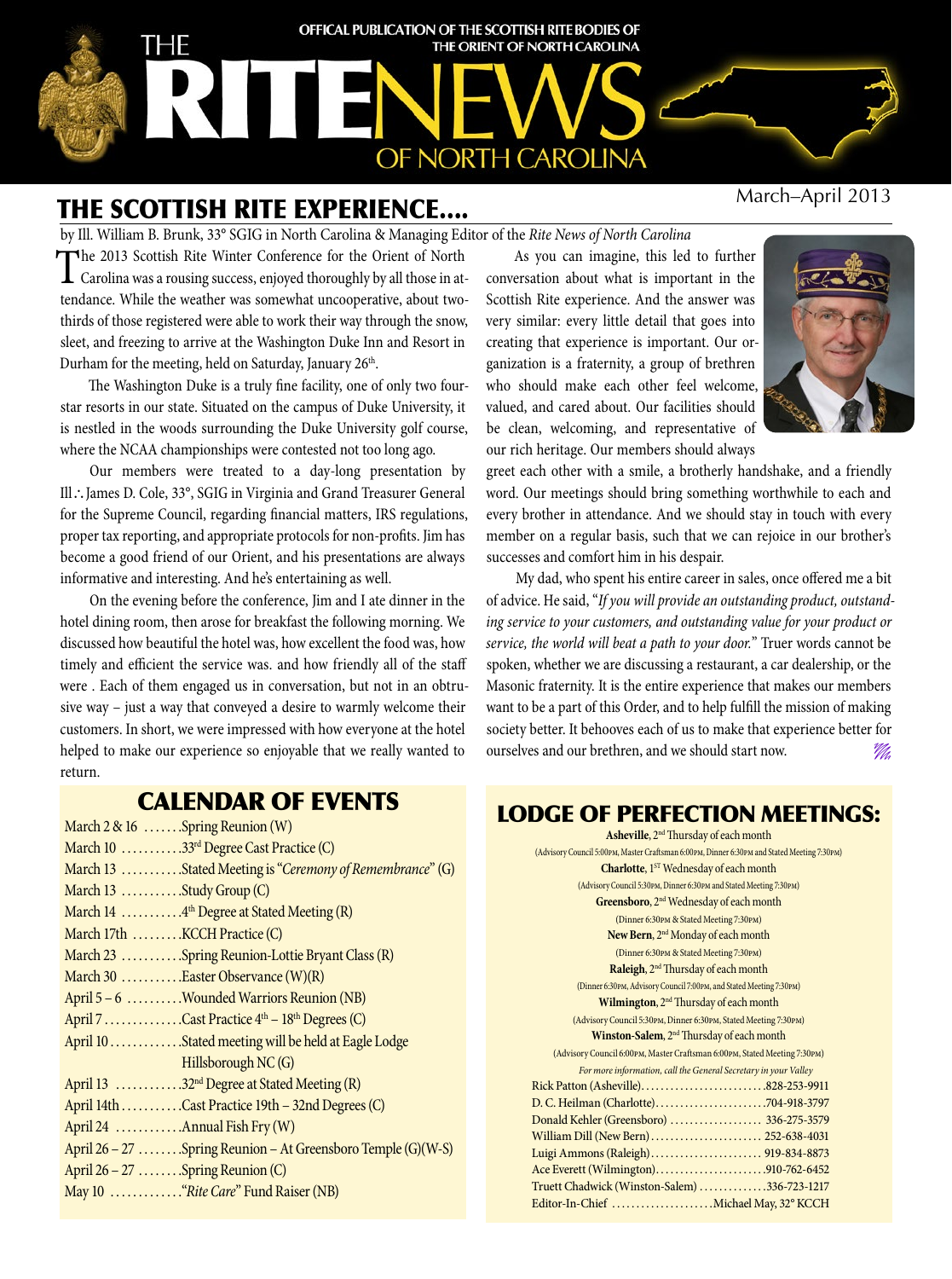# THE RITE NEWS OF NORTH CAROLINA

OFFICAL PUBLICATION OF THE SCOTTISH RITE BODIES OF THE ORIENT OF NORTH CAROLINA

March–April 2013

## THE SCOTTISH RITE EXPERIENCE....

by Ill. William B. Brunk, 33° SGIG in North Carolina & Managing Editor of the *Rite News of North Carolina*

The 2013 Scottish Rite Winter Conference for the Orient of North Carolina was a rousing success, enjoyed thoroughly by all those in attendance. While the weather was somewhat uncooperative, about two-thirds of those registered were able to work their way through the snow, sleet, and freezing to arrive at the Washington Duke Inn and Resort in Durham for the meeting, held on Saturday, January 26th.

The Washington Duke is a truly fine facility, one of only two four-star resorts in our state. Situated on the campus of Duke University, it is nestled in the woods surrounding the Duke University golf course, where the NCAA championships were contested not too long ago.

Our members were treated to a day-long presentation by Ill∴James D. Cole, 33°, SGIG in Virginia and Grand Treasurer General for the Supreme Council, regarding financial matters, IRS regulations, proper tax reporting, and appropriate protocols for non-profits. Jim has become a good friend of our Orient, and his presentations are always informative and interesting. And he's entertaining as well.

On the evening before the conference, Jim and I ate dinner in the hotel dining room, then arose for breakfast the following morning. We discussed how beautiful the hotel was, how excellent the food was, how timely and efficient the service was. and how friendly all of the staff were . Each of them engaged us in conversation, but not in an obtrusive way – just a way that conveyed a desire to warmly welcome their customers. In short, we were impressed with how everyone at the hotel helped to make our experience so enjoyable that we really wanted to return.

As you can imagine, this led to further conversation about what is important in the Scottish Rite experience. And the answer was very similar: every little detail that goes into creating that experience is important. Our organization is a fraternity, a group of brethren who should make each other feel welcome, valued, and cared about. Our facilities should be clean, welcoming, and representative of our rich heritage. Our members should always greet each other with a smile, a brotherly handshake, and a friendly word. Our meetings should bring something worthwhile to each and every brother in attendance. And we should stay in touch with every member on a regular basis, such that we can rejoice in our brother's successes and comfort him in his despair.

My dad, who spent his entire career in sales, once offered me a bit of advice. He said, "*If you will provide an outstanding product, outstanding service to your customers, and outstanding value for your product or service, the world will beat a path to your door.*" Truer words cannot be spoken, whether we are discussing a restaurant, a car dealership, or the Masonic fraternity. It is the entire experience that makes our members want to be a part of this Order, and to help fulfill the mission of making society better. It behooves each of us to make that experience better for ourselves and our brethren, and we should start now.

## CALENDAR OF EVENTS

| Date | Event |
|---|---|
| March 2 & 16 | Spring Reunion (W) |
| March 10 | 33rd Degree Cast Practice (C) |
| March 13 | Stated Meeting is "*Ceremony of Remembrance*" (G) |
| March 13 | Study Group (C) |
| March 14 | 4th Degree at Stated Meeting (R) |
| March 17th | KCCH Practice (C) |
| March 23 | Spring Reunion-Lottie Bryant Class (R) |
| March 30 | Easter Observance (W)(R) |
| April 5 – 6 | Wounded Warriors Reunion (NB) |
| April 7 | Cast Practice 4th – 18th Degrees (C) |
| April 10 | Stated meeting will be held at Eagle Lodge Hillsborough NC (G) |
| April 13 | 32nd Degree at Stated Meeting (R) |
| April 14th | Cast Practice 19th – 32nd Degrees (C) |
| April 24 | Annual Fish Fry (W) |
| April 26 – 27 | Spring Reunion – At Greensboro Temple (G)(W-S) |
| April 26 – 27 | Spring Reunion (C) |
| May 10 | "*Rite Care*" Fund Raiser (NB) |

## LODGE OF PERFECTION MEETINGS:

**Asheville**, 2nd Thursday of each month
(Advisory Council 5:00PM, Master Craftsman 6:00PM, Dinner 6:30PM and Stated Meeting 7:30PM)

**Charlotte**, 1ST Wednesday of each month
(Advisory Council 5:30PM, Dinner 6:30PM and Stated Meeting 7:30PM)

**Greensboro**, 2nd Wednesday of each month
(Dinner 6:30PM & Stated Meeting 7:30PM)

**New Bern**, 2nd Monday of each month
(Dinner 6:30PM & Stated Meeting 7:30PM)

**Raleigh**, 2nd Thursday of each month
(Dinner 6:30PM, Advisory Council 7:00PM, and Stated Meeting 7:30PM)

**Wilmington**, 2nd Thursday of each month
(Advisory Council 5:30PM, Dinner 6:30PM, Stated Meeting 7:30PM)

**Winston-Salem**, 2nd Thursday of each month
(Advisory Council 6:00PM, Master Craftsman 6:00PM, Stated Meeting 7:30PM)

*For more information, call the General Secretary in your Valley*

| Name | Phone |
|---|---|
| Rick Patton (Asheville) | 828-253-9911 |
| D. C. Heilman (Charlotte) | 704-918-3797 |
| Donald Kehler (Greensboro) | 336-275-3579 |
| William Dill (New Bern) | 252-638-4031 |
| Luigi Ammons (Raleigh) | 919-834-8873 |
| Ace Everett (Wilmington) | 910-762-6452 |
| Truett Chadwick (Winston-Salem) | 336-723-1217 |
| Editor-In-Chief | Michael May, 32° KCCH |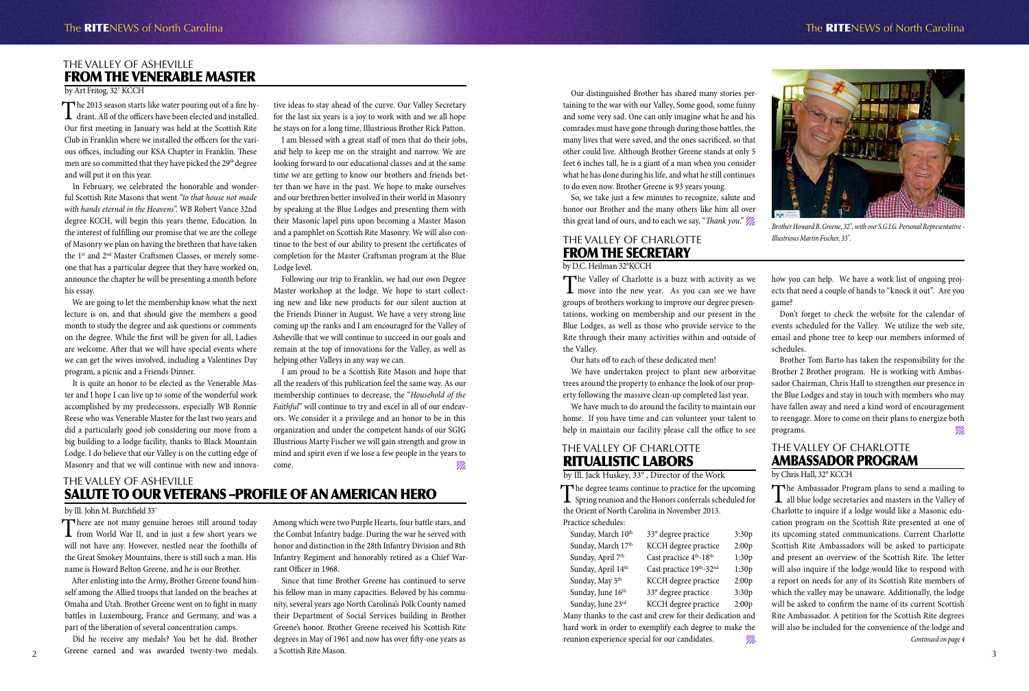## THE VALLEY OF ASHEVILLE
# FROM THE VENERABLE MASTER

by Art Fritog, 32° KCCH

The 2013 season starts like water pouring out of a fire hydrant. All of the officers have been elected and installed. Our first meeting in January was held at the Scottish Rite Club in Franklin where we installed the officers for the various offices, including our KSA Chapter in Franklin. These men are so committed that they have picked the 29th degree and will put it on this year.

In February, we celebrated the honorable and wonderful Scottish Rite Masons that went *"to that house not made with hands eternal in the Heavens".* WB Robert Vance 32nd degree KCCH, will begin this years theme, Education. In the interest of fulfilling our promise that we are the college of Masonry we plan on having the brethren that have taken the 1st and 2nd Master Craftsmen Classes, or merely someone that has a particular degree that they have worked on, announce the chapter he will be presenting a month before his essay.

We are going to let the membership know what the next lecture is on, and that should give the members a good month to study the degree and ask questions or comments on the degree. While the first will be given for all, Ladies are welcome. After that we will have special events where we can get the wives involved, including a Valentines Day program, a picnic and a Friends Dinner.

It is quite an honor to be elected as the Venerable Master and I hope I can live up to some of the wonderful work accomplished by my predecessors, especially WB Ronnie Reese who was Venerable Master for the last two years and did a particularly good job considering our move from a big building to a lodge facility, thanks to Black Mountain Lodge. I do believe that our Valley is on the cutting edge of Masonry and that we will continue with new and innovative ideas to stay ahead of the curve. Our Valley Secretary for the last six years is a joy to work with and we all hope he stays on for a long time, Illustrious Brother Rick Patton.

I am blessed with a great staff of men that do their jobs, and help to keep me on the straight and narrow. We are looking forward to our educational classes and at the same time we are getting to know our brothers and friends better than we have in the past. We hope to make ourselves and our brethren better involved in their world in Masonry by speaking at the Blue Lodges and presenting them with their Masonic lapel pins upon becoming a Master Mason and a pamphlet on Scottish Rite Masonry. We will also continue to the best of our ability to present the certificates of completion for the Master Craftsman program at the Blue Lodge level.

Following our trip to Franklin, we had our own Degree Master workshop at the lodge. We hope to start collecting new and like new products for our silent auction at the Friends Dinner in August. We have a very strong line coming up the ranks and I am encouraged for the Valley of Asheville that we will continue to succeed in our goals and remain at the top of innovations for the Valley, as well as helping other Valleys in any way we can.

I am proud to be a Scottish Rite Mason and hope that all the readers of this publication feel the same way. As our membership continues to decrease, the "*Household of the Faithful*" will continue to try and excel in all of our endeavors. We consider it a privilege and an honor to be in this organization and under the competent hands of our SGIG Illustrious Marty Fischer we will gain strength and grow in mind and spirit even if we lose a few people in the years to come.

## THE VALLEY OF ASHEVILLE
# SALUTE TO OUR VETERANS –PROFILE OF AN AMERICAN HERO

by Ill. John M. Burchfield 33°

There are not many genuine heroes still around today from World War II, and in just a few short years we will not have any. However, nestled near the foothills of the Great Smokey Mountains, there is still such a man. His name is Howard Belton Greene, and he is our Brother.

After enlisting into the Army, Brother Greene found himself among the Allied troops that landed on the beaches at Omaha and Utah. Brother Greene went on to fight in many battles in Luxembourg, France and Germany, and was a part of the liberation of several concentration camps.

Did he receive any medals? You bet he did. Brother Greene earned and was awarded twenty-two medals. Among which were two Purple Hearts, four battle stars, and the Combat Infantry badge. During the war he served with honor and distinction in the 28th Infantry Division and 8th Infantry Regiment and honorably retired as a Chief Warrant Officer in 1968.

Since that time Brother Greene has continued to serve his fellow man in many capacities. Beloved by his community, several years ago North Carolina's Polk County named their Department of Social Services building in Brother Greene's honor. Brother Greene received his Scottish Rite degrees in May of 1961 and now has over fifty-one years as a Scottish Rite Mason.

Our distinguished Brother has shared many stories pertaining to the war with our Valley, Some good, some funny and some very sad. One can only imagine what he and his comrades must have gone through during those battles, the many lives that were saved, and the ones sacrificed, so that other could live. Although Brother Greene stands at only 5 feet 6 inches tall, he is a giant of a man when you consider what he has done during his life, and what he still continues to do even now. Brother Greene is 93 years young.

So, we take just a few minutes to recognize, salute and honor our Brother and the many others like him all over this great land of ours, and to each we say, "*Thank you*."

*Brother Howard B. Greene, 32°, with our S.G.I.G. Personal Representative - Illustrious Martin Fischer, 33°.*

## THE VALLEY OF CHARLOTTE
# FROM THE SECRETARY

by D.C. Heilman 32°KCCH

The Valley of Charlotte is a buzz with activity as we move into the new year. As you can see we have groups of brothers working to improve our degree presentations, working on membership and our present in the Blue Lodges, as well as those who provide service to the Rite through their many activities within and outside of the Valley.

Our hats off to each of these dedicated men!

We have undertaken project to plant new arborvitae trees around the property to enhance the look of our property following the massive clean-up completed last year.

We have much to do around the facility to maintain our home. If you have time and can volunteer your talent to help in maintain our facility please call the office to see how you can help. We have a work list of ongoing projects that need a couple of hands to "knock it out". Are you game?

Don't forget to check the website for the calendar of events scheduled for the Valley. We utilize the web site, email and phone tree to keep our members informed of schedules.

Brother Tom Barto has taken the responsibility for the Brother 2 Brother program. He is working with Ambassador Chairman, Chris Hall to strengthen our presence in the Blue Lodges and stay in touch with members who may have fallen away and need a kind word of encouragement to reengage. More to come on their plans to energize both programs.

## THE VALLEY OF CHARLOTTE
# RITUALISTIC LABORS

by Ill. Jack Huskey, 33° , Director of the Work

The degree teams continue to practice for the upcoming Spring reunion and the Honors conferrals scheduled for the Orient of North Carolina in November 2013.

Practice schedules:

| | | |
|---|---|---|
| Sunday, March 10th | 33° degree practice | 3:30p |
| Sunday, March 17th | KCCH degree practice | 2:00p |
| Sunday, April 7th | Cast practice 4th-18th | 1:30p |
| Sunday, April 14th | Cast practice 19th-32nd | 1:30p |
| Sunday, May 5th | KCCH degree practice | 2:00p |
| Sunday, June 16th | 33° degree practice | 3:30p |
| Sunday, June 23rd | KCCH degree practice | 2:00p |

Many thanks to the cast and crew for their dedication and hard work in order to exemplify each degree to make the reunion experience special for our candidates.

## THE VALLEY OF CHARLOTTE
# AMBASSADOR PROGRAM

by Chris Hall, 32° KCCH

The Ambassador Program plans to send a mailing to all blue lodge secretaries and masters in the Valley of Charlotte to inquire if a lodge would like a Masonic education program on the Scottish Rite presented at one of its upcoming stated communications. Current Charlotte Scottish Rite Ambassadors will be asked to participate and present an overview of the Scottish Rite. The letter will also inquire if the lodge would like to respond with a report on needs for any of its Scottish Rite members of which the valley may be unaware. Additionally, the lodge will be asked to confirm the name of its current Scottish Rite Ambassador. A petition for the Scottish Rite degrees will also be included for the convenience of the lodge and

*Continued on page 4*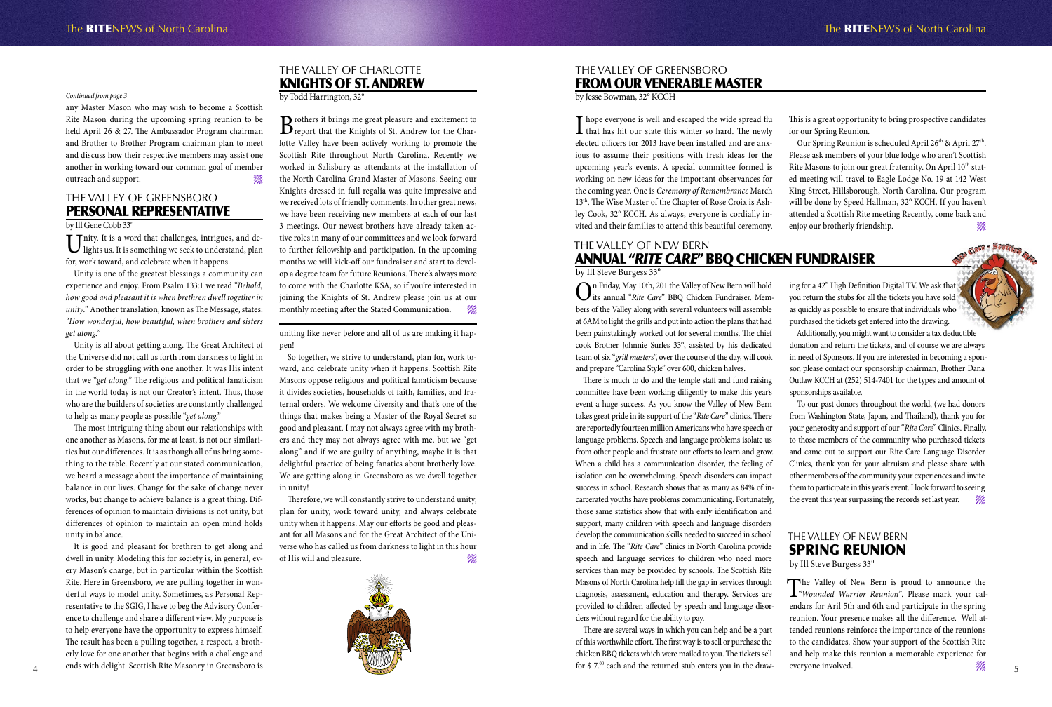*Continued from page 3*

any Master Mason who may wish to become a Scottish Rite Mason during the upcoming spring reunion to be held April 26 & 27. The Ambassador Program chairman and Brother to Brother Program chairman plan to meet and discuss how their respective members may assist one another in working toward our common goal of member outreach and support.

## THE VALLEY OF GREENSBORO
## PERSONAL REPRESENTATIVE

by Ill Gene Cobb 33°

Unity. It is a word that challenges, intrigues, and delights us. It is something we seek to understand, plan for, work toward, and celebrate when it happens.

Unity is one of the greatest blessings a community can experience and enjoy. From Psalm 133:1 we read "*Behold, how good and pleasant it is when brethren dwell together in unity.*" Another translation, known as The Message, states: "*How wonderful, how beautiful, when brothers and sisters get along.*"

Unity is all about getting along. The Great Architect of the Universe did not call us forth from darkness to light in order to be struggling with one another. It was His intent that we "*get along.*" The religious and political fanaticism in the world today is not our Creator's intent. Thus, those who are the builders of societies are constantly challenged to help as many people as possible "*get along.*"

The most intriguing thing about our relationships with one another as Masons, for me at least, is not our similarities but our differences. It is as though all of us bring something to the table. Recently at our stated communication, we heard a message about the importance of maintaining balance in our lives. Change for the sake of change never works, but change to achieve balance is a great thing. Differences of opinion to maintain divisions is not unity, but differences of opinion to maintain an open mind holds unity in balance.

It is good and pleasant for brethren to get along and dwell in unity. Modeling this for society is, in general, every Mason's charge, but in particular within the Scottish Rite. Here in Greensboro, we are pulling together in wonderful ways to model unity. Sometimes, as Personal Representative to the SGIG, I have to beg the Advisory Conference to challenge and share a different view. My purpose is to help everyone have the opportunity to express himself. The result has been a pulling together, a respect, a brotherly love for one another that begins with a challenge and ends with delight. Scottish Rite Masonry in Greensboro is uniting like never before and all of us are making it happen!

So together, we strive to understand, plan for, work toward, and celebrate unity when it happens. Scottish Rite Masons oppose religious and political fanaticism because it divides societies, households of faith, families, and fraternal orders. We welcome diversity and that's one of the things that makes being a Master of the Royal Secret so good and pleasant. I may not always agree with my brothers and they may not always agree with me, but we "get along" and if we are guilty of anything, maybe it is that delightful practice of being fanatics about brotherly love. We are getting along in Greensboro as we dwell together in unity!

Therefore, we will constantly strive to understand unity, plan for unity, work toward unity, and always celebrate unity when it happens. May our efforts be good and pleasant for all Masons and for the Great Architect of the Universe who has called us from darkness to light in this hour of His will and pleasure.

## THE VALLEY OF CHARLOTTE
## KNIGHTS OF ST. ANDREW

by Todd Harrington, 32°

Brothers it brings me great pleasure and excitement to report that the Knights of St. Andrew for the Charlotte Valley have been actively working to promote the Scottish Rite throughout North Carolina. Recently we worked in Salisbury as attendants at the installation of the North Carolina Grand Master of Masons. Seeing our Knights dressed in full regalia was quite impressive and we received lots of friendly comments. In other great news, we have been receiving new members at each of our last 3 meetings. Our newest brothers have already taken active roles in many of our committees and we look forward to further fellowship and participation. In the upcoming months we will kick-off our fundraiser and start to develop a degree team for future Reunions. There's always more to come with the Charlotte KSA, so if you're interested in joining the Knights of St. Andrew please join us at our monthly meeting after the Stated Communication.

## THE VALLEY OF GREENSBORO
## FROM OUR VENERABLE MASTER

by Jesse Bowman, 32° KCCH

I hope everyone is well and escaped the wide spread flu that has hit our state this winter so hard. The newly elected officers for 2013 have been installed and are anxious to assume their positions with fresh ideas for the upcoming year's events. A special committee formed is working on new ideas for the important observances for the coming year. One is *Ceremony of Remembrance* March 13th. The Wise Master of the Chapter of Rose Croix is Ashley Cook, 32° KCCH. As always, everyone is cordially invited and their families to attend this beautiful ceremony. This is a great opportunity to bring prospective candidates for our Spring Reunion.

Our Spring Reunion is scheduled April 26th & April 27th. Please ask members of your blue lodge who aren't Scottish Rite Masons to join our great fraternity. On April 10th stated meeting will travel to Eagle Lodge No. 19 at 142 West King Street, Hillsborough, North Carolina. Our program will be done by Speed Hallman, 32° KCCH. If you haven't attended a Scottish Rite meeting Recently, come back and enjoy our brotherly friendship.

## THE VALLEY OF NEW BERN
## ANNUAL "*RITE CARE*" BBQ CHICKEN FUNDRAISER

by Ill Steve Burgess 33°

On Friday, May 10th, 201 the Valley of New Bern will hold its annual "*Rite Care*" BBQ Chicken Fundraiser. Members of the Valley along with several volunteers will assemble at 6AM to light the grills and put into action the plans that had been painstakingly worked out for several months. The chief cook Brother Johnnie Surles 33°, assisted by his dedicated team of six "*grill masters*", over the course of the day, will cook and prepare "Carolina Style" over 600, chicken halves.

There is much to do and the temple staff and fund raising committee have been working diligently to make this year's event a huge success. As you know the Valley of New Bern takes great pride in its support of the "*Rite Care*" clinics. There are reportedly fourteen million Americans who have speech or language problems. Speech and language problems isolate us from other people and frustrate our efforts to learn and grow. When a child has a communication disorder, the feeling of isolation can be overwhelming. Speech disorders can impact success in school. Research shows that as many as 84% of incarcerated youths have problems communicating. Fortunately, those same statistics show that with early identification and support, many children with speech and language disorders develop the communication skills needed to succeed in school and in life. The "*Rite Care*" clinics in North Carolina provide speech and language services to children who need more services than may be provided by schools. The Scottish Rite Masons of North Carolina help fill the gap in services through diagnosis, assessment, education and therapy. Services are provided to children affected by speech and language disorders without regard for the ability to pay.

There are several ways in which you can help and be a part of this worthwhile effort. The first way is to sell or purchase the chicken BBQ tickets which were mailed to you. The tickets sell for $ 7.00 each and the returned stub enters you in the drawing for a 42" High Definition Digital TV. We ask that you return the stubs for all the tickets you have sold as quickly as possible to ensure that individuals who purchased the tickets get entered into the drawing.

Additionally, you might want to consider a tax deductible donation and return the tickets, and of course we are always in need of Sponsors. If you are interested in becoming a sponsor, please contact our sponsorship chairman, Brother Dana Outlaw KCCH at (252) 514-7401 for the types and amount of sponsorships available.

To our past donors throughout the world, (we had donors from Washington State, Japan, and Thailand), thank you for your generosity and support of our "*Rite Care*" Clinics. Finally, to those members of the community who purchased tickets and came out to support our Rite Care Language Disorder Clinics, thank you for your altruism and please share with other members of the community your experiences and invite them to participate in this year's event. I look forward to seeing the event this year surpassing the records set last year.

## THE VALLEY OF NEW BERN
## SPRING REUNION

by Ill Steve Burgess 33°

The Valley of New Bern is proud to announce the "*Wounded Warrior Reunion*". Please mark your calendars for Aril 5th and 6th and participate in the spring reunion. Your presence makes all the difference. Well attended reunions reinforce the importance of the reunions to the candidates. Show your support of the Scottish Rite and help make this reunion a memorable experience for everyone involved.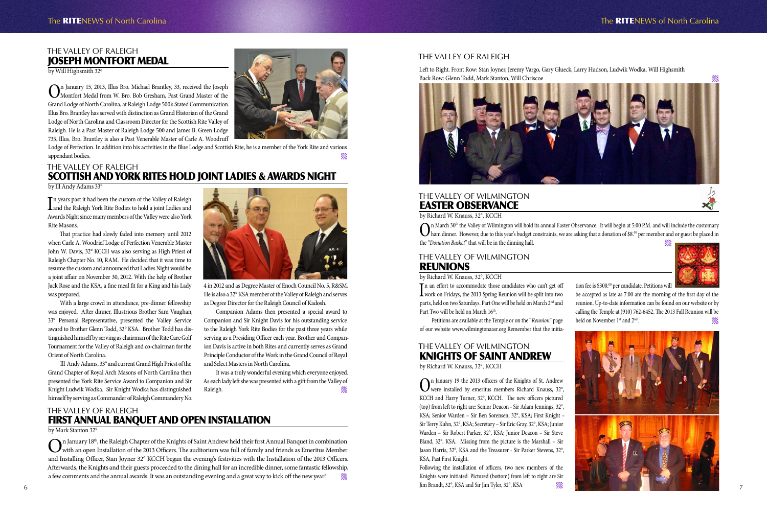## THE VALLEY OF RALEIGH
# JOSEPH MONTFORT MEDAL

by Will Highsmith 32°

On January 15, 2013, Illus Bro. Michael Brantley, 33, received the Joseph Montfort Medal from W. Bro. Bob Gresham, Past Grand Master of the Grand Lodge of North Carolina, at Raleigh Lodge 500's Stated Communication. Illus Bro. Brantley has served with distinction as Grand Historian of the Grand Lodge of North Carolina and Classroom Director for the Scottish Rite Valley of Raleigh. He is a Past Master of Raleigh Lodge 500 and James B. Green Lodge 735. Illus. Bro. Brantley is also a Past Venerable Master of Carle A. Woodruff Lodge of Perfection. In addition into his activities in the Blue Lodge and Scottish Rite, he is a member of the York Rite and various appendant bodies.

## THE VALLEY OF RALEIGH
# SCOTTISH AND YORK RITES HOLD JOINT LADIES & AWARDS NIGHT

by Ill Andy Adams 33°

In years past it had been the custom of the Valley of Raleigh and the Raleigh York Rite Bodies to hold a joint Ladies and Awards Night since many members of the Valley were also York Rite Masons.

That practice had slowly faded into memory until 2012 when Carle A. Woodrief Lodge of Perfection Venerable Master John W. Davis, 32° KCCH was also serving as High Priest of Raleigh Chapter No. 10, RAM. He decided that it was time to resume the custom and announced that Ladies Night would be a joint affair on November 30, 2012. With the help of Brother Jack Rose and the KSA, a fine meal fit for a King and his Lady was prepared.

With a large crowd in attendance, pre-dinner fellowship was enjoyed. After dinner, Illustrious Brother Sam Vaughan, 33° Personal Representative, presented the Valley Service award to Brother Glenn Todd, 32° KSA. Brother Todd has distinguished himself by serving as chairman of the Rite Care Golf Tournament for the Valley of Raleigh and co-chairman for the Orient of North Carolina.

Ill Andy Adams, 33° and current Grand High Priest of the Grand Chapter of Royal Arch Masons of North Carolina then presented the York Rite Service Award to Companion and Sir Knight Ludwik Wodka. Sir Knight Wodka has distinguished himself by serving as Commander of Raleigh Commandery No. 4 in 2012 and as Degree Master of Enoch Council No. 5, R&SM. He is also a 32° KSA member of the Valley of Raleigh and serves as Degree Director for the Raleigh Council of Kadosh.

Companion Adams then presented a special award to Companion and Sir Knight Davis for his outstanding service to the Raleigh York Rite Bodies for the past three years while serving as a Presiding Officer each year. Brother and Companion Davis is active in both Rites and currently serves as Grand Principle Conductor of the Work in the Grand Council of Royal and Select Masters in North Carolina.

It was a truly wonderful evening which everyone enjoyed. As each lady left she was presented with a gift from the Valley of Raleigh.

## THE VALLEY OF RALEIGH
# FIRST ANNUAL BANQUET AND OPEN INSTALLATION

by Mark Stanton 32°

On January 18th, the Raleigh Chapter of the Knights of Saint Andrew held their first Annual Banquet in combination with an open Installation of the 2013 Officers. The auditorium was full of family and friends as Emeritus Member and Installing Officer, Stan Joyner 32° KCCH began the evening's festivities with the Installation of the 2013 Officers. Afterwards, the Knights and their guests proceeded to the dining hall for an incredible dinner, some fantastic fellowship, a few comments and the annual awards. It was an outstanding evening and a great way to kick off the new year!

## THE VALLEY OF RALEIGH

Left to Right. Front Row: Stan Joyner, Jeremy Vargo, Gary Glueck, Larry Hudson, Ludwik Wodka, Will Highsmith
Back Row: Glenn Todd, Mark Stanton, Will Chriscoe

## THE VALLEY OF WILMINGTON
# EASTER OBSERVANCE

by Richard W. Knauss, 32°, KCCH

On March 30th the Valley of Wilmington will hold its annual Easter Observance. It will begin at 5:00 P.M. and will include the customary ham dinner. However, due to this year's budget constraints, we are asking that a donation of $8.00 per member and or guest be placed in the "*Donation Basket*" that will be in the dinning hall.

## THE VALLEY OF WILMINGTON
# REUNIONS

by Richard W. Knauss, 32°, KCCH

In an effort to accommodate those candidates who can't get off work on Fridays, the 2013 Spring Reunion will be split into two parts, held on two Saturdays. Part One will be held on March 2nd and Part Two will be held on March 16th.

Petitions are available at the Temple or on the "*Reunion*" page of our website www.wilmingtonaasr.org Remember that the initiation fee is $300.00 per candidate. Petitions will be accepted as late as 7:00 am the morning of the first day of the reunion. Up-to-date information can be found on our website or by calling the Temple at (910) 762-6452. The 2013 Fall Reunion will be held on November 1st and 2nd.

## THE VALLEY OF WILMINGTON
# KNIGHTS OF SAINT ANDREW

by Richard W. Knauss, 32°, KCCH

On January 19 the 2013 officers of the Knights of St. Andrew were installed by emeritus members Richard Knauss, 32°, KCCH and Harry Turner, 32°, KCCH. The new officers pictured (top) from left to right are: Senior Deacon - Sir Adam Jennings, 32°, KSA; Senior Warden – Sir Ben Sorensen, 32°, KSA; First Knight – Sir Terry Kuhn, 32°, KSA; Secretary – Sir Eric Gray, 32°, KSA; Junior Warden – Sir Robert Parker, 32°, KSA; Junior Deacon – Sir Steve Bland, 32°, KSA. Missing from the picture is the Marshall – Sir Jason Harris, 32°, KSA and the Treasurer - Sir Parker Stevens, 32°, KSA, Past First Knight.

Following the installation of officers, two new members of the Knights were initiated. Pictured (bottom) from left to right are Sir Jim Brandt, 32°, KSA and Sir Jim Tyler, 32°, KSA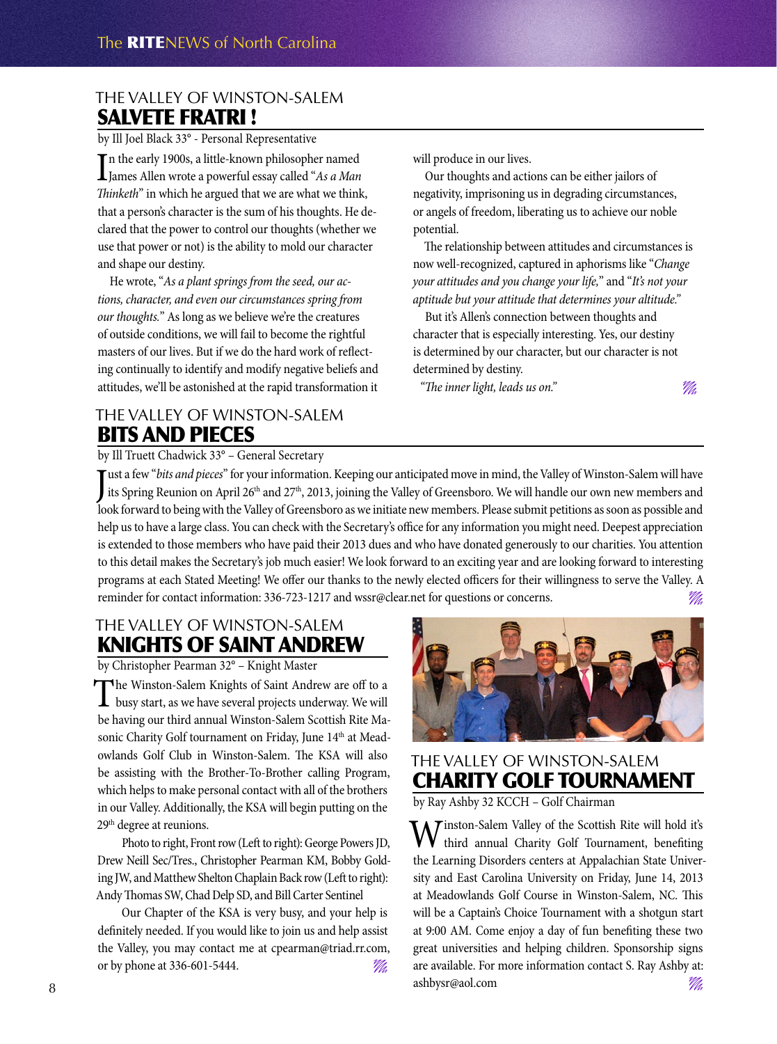## THE VALLEY OF WINSTON-SALEM
# SALVETE FRATRI !

by Ill Joel Black 33° - Personal Representative

In the early 1900s, a little-known philosopher named James Allen wrote a powerful essay called "*As a Man Thinketh*" in which he argued that we are what we think, that a person's character is the sum of his thoughts. He declared that the power to control our thoughts (whether we use that power or not) is the ability to mold our character and shape our destiny.

He wrote, "*As a plant springs from the seed, our actions, character, and even our circumstances spring from our thoughts.*" As long as we believe we're the creatures of outside conditions, we will fail to become the rightful masters of our lives. But if we do the hard work of reflecting continually to identify and modify negative beliefs and attitudes, we'll be astonished at the rapid transformation it will produce in our lives.

Our thoughts and actions can be either jailors of negativity, imprisoning us in degrading circumstances, or angels of freedom, liberating us to achieve our noble potential.

The relationship between attitudes and circumstances is now well-recognized, captured in aphorisms like "*Change your attitudes and you change your life,*" and "*It's not your aptitude but your attitude that determines your altitude.*"

But it's Allen's connection between thoughts and character that is especially interesting. Yes, our destiny is determined by our character, but our character is not determined by destiny.

*"The inner light, leads us on."*

## THE VALLEY OF WINSTON-SALEM
# BITS AND PIECES

by Ill Truett Chadwick 33° – General Secretary

Just a few "*bits and pieces*" for your information. Keeping our anticipated move in mind, the Valley of Winston-Salem will have its Spring Reunion on April 26th and 27th, 2013, joining the Valley of Greensboro. We will handle our own new members and look forward to being with the Valley of Greensboro as we initiate new members. Please submit petitions as soon as possible and help us to have a large class. You can check with the Secretary's office for any information you might need. Deepest appreciation is extended to those members who have paid their 2013 dues and who have donated generously to our charities. You attention to this detail makes the Secretary's job much easier! We look forward to an exciting year and are looking forward to interesting programs at each Stated Meeting! We offer our thanks to the newly elected officers for their willingness to serve the Valley. A reminder for contact information: 336-723-1217 and wssr@clear.net for questions or concerns.

## THE VALLEY OF WINSTON-SALEM
# KNIGHTS OF SAINT ANDREW

by Christopher Pearman 32° – Knight Master

The Winston-Salem Knights of Saint Andrew are off to a busy start, as we have several projects underway. We will be having our third annual Winston-Salem Scottish Rite Masonic Charity Golf tournament on Friday, June 14th at Meadowlands Golf Club in Winston-Salem. The KSA will also be assisting with the Brother-To-Brother calling Program, which helps to make personal contact with all of the brothers in our Valley. Additionally, the KSA will begin putting on the 29th degree at reunions.

Photo to right, Front row (Left to right): George Powers JD, Drew Neill Sec/Tres., Christopher Pearman KM, Bobby Golding JW, and Matthew Shelton Chaplain Back row (Left to right): Andy Thomas SW, Chad Delp SD, and Bill Carter Sentinel

Our Chapter of the KSA is very busy, and your help is definitely needed. If you would like to join us and help assist the Valley, you may contact me at cpearman@triad.rr.com, or by phone at 336-601-5444.

## THE VALLEY OF WINSTON-SALEM
# CHARITY GOLF TOURNAMENT

by Ray Ashby 32 KCCH – Golf Chairman

Winston-Salem Valley of the Scottish Rite will hold it's third annual Charity Golf Tournament, benefiting the Learning Disorders centers at Appalachian State University and East Carolina University on Friday, June 14, 2013 at Meadowlands Golf Course in Winston-Salem, NC. This will be a Captain's Choice Tournament with a shotgun start at 9:00 AM. Come enjoy a day of fun benefiting these two great universities and helping children. Sponsorship signs are available. For more information contact S. Ray Ashby at: ashbysr@aol.com